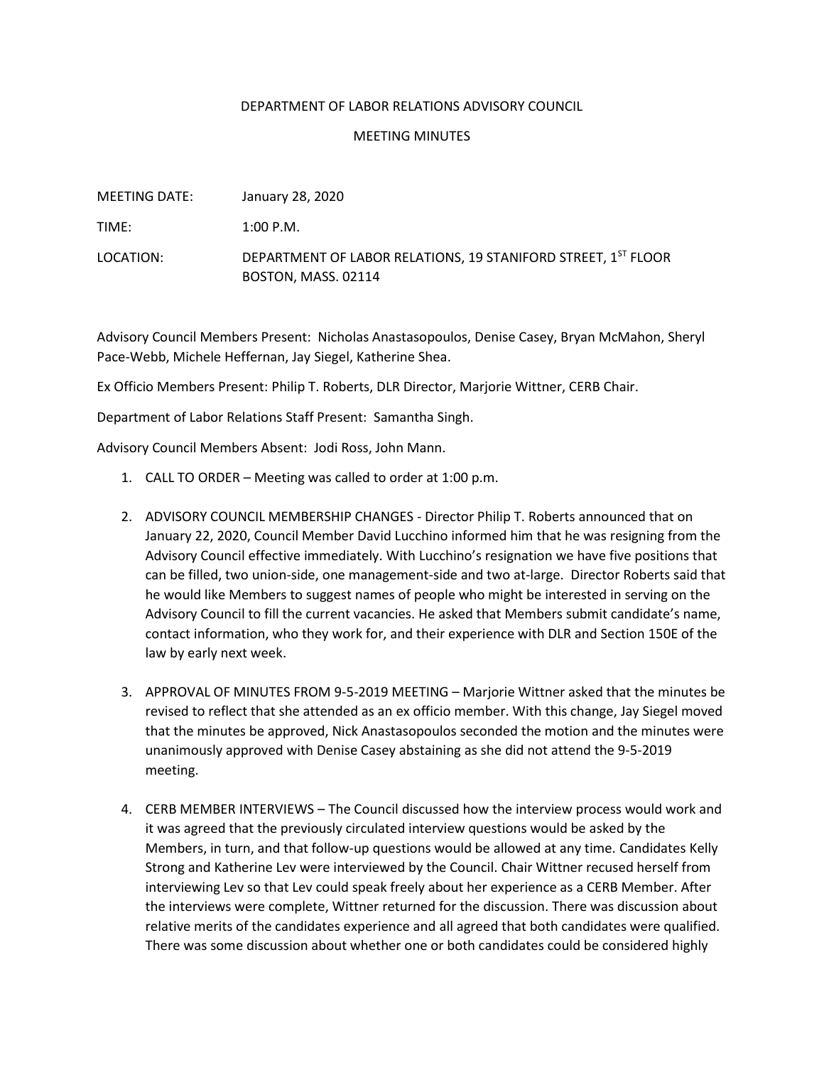DEPARTMENT OF LABOR RELATIONS ADVISORY COUNCIL

MEETING MINUTES

MEETING DATE: January 28, 2020

TIME: 1:00 P.M.

LOCATION: DEPARTMENT OF LABOR RELATIONS, 19 STANIFORD STREET, 1ST FLOOR BOSTON, MASS. 02114

Advisory Council Members Present: Nicholas Anastasopoulos, Denise Casey, Bryan McMahon, Sheryl Pace-Webb, Michele Heffernan, Jay Siegel, Katherine Shea.

Ex Officio Members Present: Philip T. Roberts, DLR Director, Marjorie Wittner, CERB Chair.

Department of Labor Relations Staff Present: Samantha Singh.

Advisory Council Members Absent: Jodi Ross, John Mann.

1. CALL TO ORDER – Meeting was called to order at 1:00 p.m.

2. ADVISORY COUNCIL MEMBERSHIP CHANGES - Director Philip T. Roberts announced that on January 22, 2020, Council Member David Lucchino informed him that he was resigning from the Advisory Council effective immediately. With Lucchino's resignation we have five positions that can be filled, two union-side, one management-side and two at-large. Director Roberts said that he would like Members to suggest names of people who might be interested in serving on the Advisory Council to fill the current vacancies. He asked that Members submit candidate's name, contact information, who they work for, and their experience with DLR and Section 150E of the law by early next week.

3. APPROVAL OF MINUTES FROM 9-5-2019 MEETING – Marjorie Wittner asked that the minutes be revised to reflect that she attended as an ex officio member. With this change, Jay Siegel moved that the minutes be approved, Nick Anastasopoulos seconded the motion and the minutes were unanimously approved with Denise Casey abstaining as she did not attend the 9-5-2019 meeting.

4. CERB MEMBER INTERVIEWS – The Council discussed how the interview process would work and it was agreed that the previously circulated interview questions would be asked by the Members, in turn, and that follow-up questions would be allowed at any time. Candidates Kelly Strong and Katherine Lev were interviewed by the Council. Chair Wittner recused herself from interviewing Lev so that Lev could speak freely about her experience as a CERB Member. After the interviews were complete, Wittner returned for the discussion. There was discussion about relative merits of the candidates experience and all agreed that both candidates were qualified. There was some discussion about whether one or both candidates could be considered highly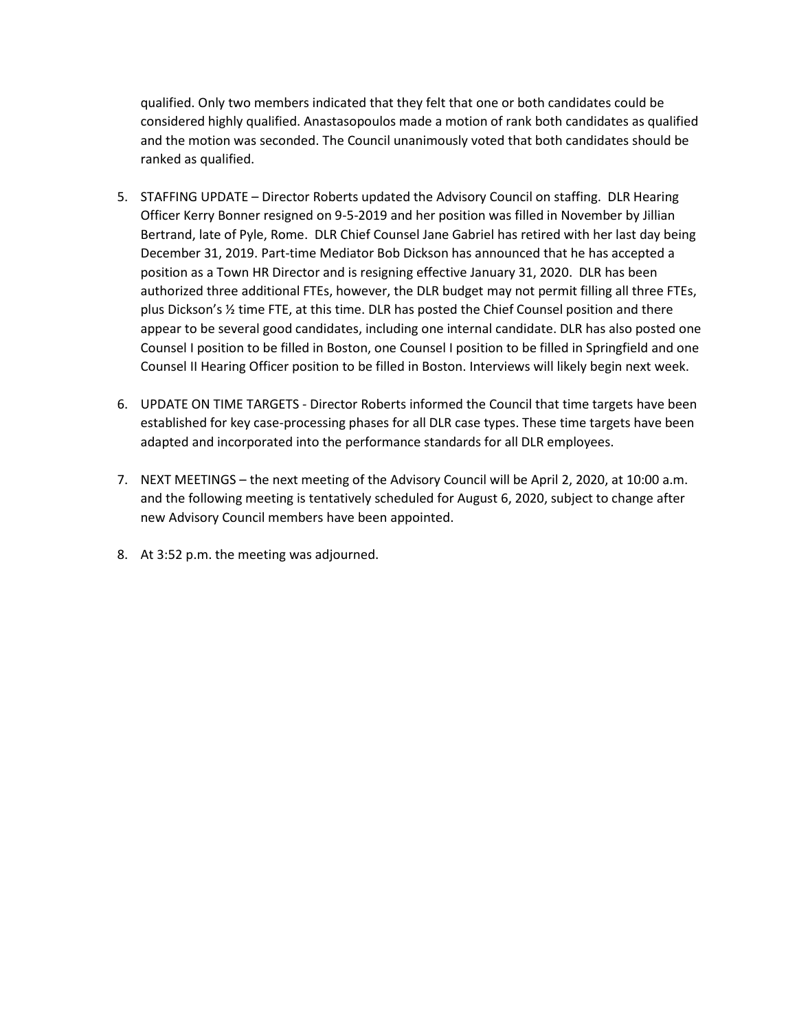qualified. Only two members indicated that they felt that one or both candidates could be considered highly qualified. Anastasopoulos made a motion of rank both candidates as qualified and the motion was seconded. The Council unanimously voted that both candidates should be ranked as qualified.

5. STAFFING UPDATE – Director Roberts updated the Advisory Council on staffing. DLR Hearing Officer Kerry Bonner resigned on 9-5-2019 and her position was filled in November by Jillian Bertrand, late of Pyle, Rome. DLR Chief Counsel Jane Gabriel has retired with her last day being December 31, 2019. Part-time Mediator Bob Dickson has announced that he has accepted a position as a Town HR Director and is resigning effective January 31, 2020. DLR has been authorized three additional FTEs, however, the DLR budget may not permit filling all three FTEs, plus Dickson's ½ time FTE, at this time. DLR has posted the Chief Counsel position and there appear to be several good candidates, including one internal candidate. DLR has also posted one Counsel I position to be filled in Boston, one Counsel I position to be filled in Springfield and one Counsel II Hearing Officer position to be filled in Boston. Interviews will likely begin next week.

6. UPDATE ON TIME TARGETS - Director Roberts informed the Council that time targets have been established for key case-processing phases for all DLR case types. These time targets have been adapted and incorporated into the performance standards for all DLR employees.

7. NEXT MEETINGS – the next meeting of the Advisory Council will be April 2, 2020, at 10:00 a.m. and the following meeting is tentatively scheduled for August 6, 2020, subject to change after new Advisory Council members have been appointed.

8. At 3:52 p.m. the meeting was adjourned.